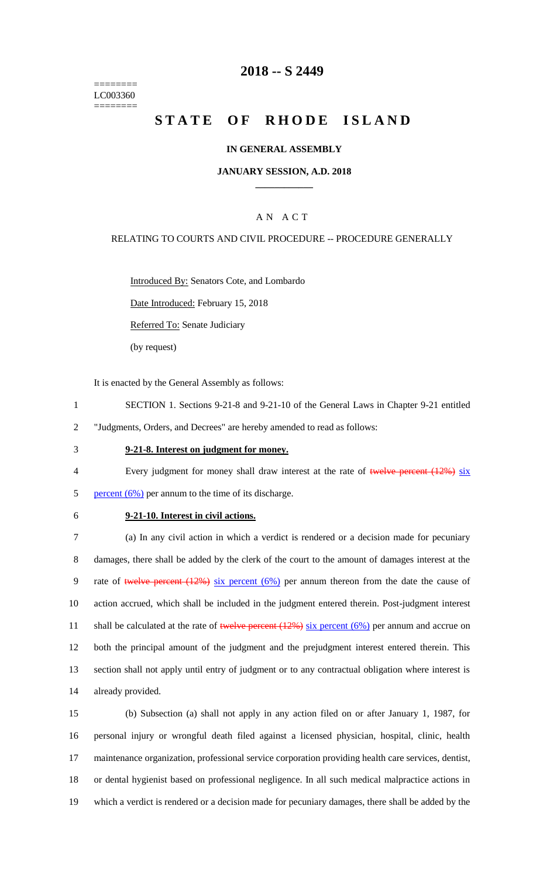========
LC003360
========

# 2018 -- S 2449

# STATE OF RHODE ISLAND

## IN GENERAL ASSEMBLY

### JANUARY SESSION, A.D. 2018

---

A N A C T

RELATING TO COURTS AND CIVIL PROCEDURE -- PROCEDURE GENERALLY

Introduced By: Senators Cote, and Lombardo

Date Introduced: February 15, 2018

Referred To: Senate Judiciary

(by request)

It is enacted by the General Assembly as follows:

1 SECTION 1. Sections 9-21-8 and 9-21-10 of the General Laws in Chapter 9-21 entitled
2 "Judgments, Orders, and Decrees" are hereby amended to read as follows:

3 **9-21-8. Interest on judgment for money.**

4 Every judgment for money shall draw interest at the rate of ~~twelve percent (12%)~~ six
5 percent (6%) per annum to the time of its discharge.

6 **9-21-10. Interest in civil actions.**

7 (a) In any civil action in which a verdict is rendered or a decision made for pecuniary
8 damages, there shall be added by the clerk of the court to the amount of damages interest at the
9 rate of ~~twelve percent (12%)~~ six percent (6%) per annum thereon from the date the cause of
10 action accrued, which shall be included in the judgment entered therein. Post-judgment interest
11 shall be calculated at the rate of ~~twelve percent (12%)~~ six percent (6%) per annum and accrue on
12 both the principal amount of the judgment and the prejudgment interest entered therein. This
13 section shall not apply until entry of judgment or to any contractual obligation where interest is
14 already provided.

15 (b) Subsection (a) shall not apply in any action filed on or after January 1, 1987, for
16 personal injury or wrongful death filed against a licensed physician, hospital, clinic, health
17 maintenance organization, professional service corporation providing health care services, dentist,
18 or dental hygienist based on professional negligence. In all such medical malpractice actions in
19 which a verdict is rendered or a decision made for pecuniary damages, there shall be added by the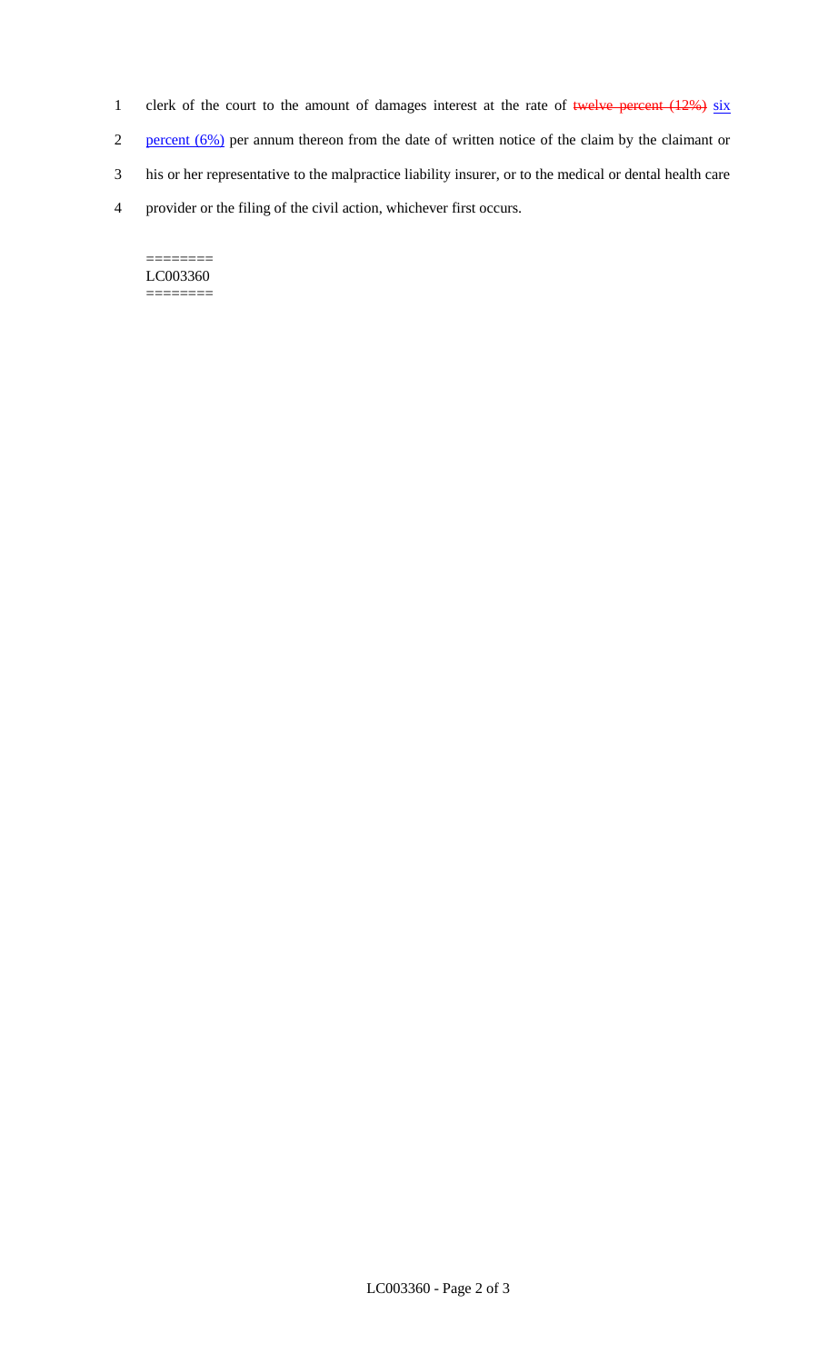clerk of the court to the amount of damages interest at the rate of ~~twelve percent (12%)~~ six percent (6%) per annum thereon from the date of written notice of the claim by the claimant or his or her representative to the malpractice liability insurer, or to the medical or dental health care provider or the filing of the civil action, whichever first occurs.

========
LC003360
========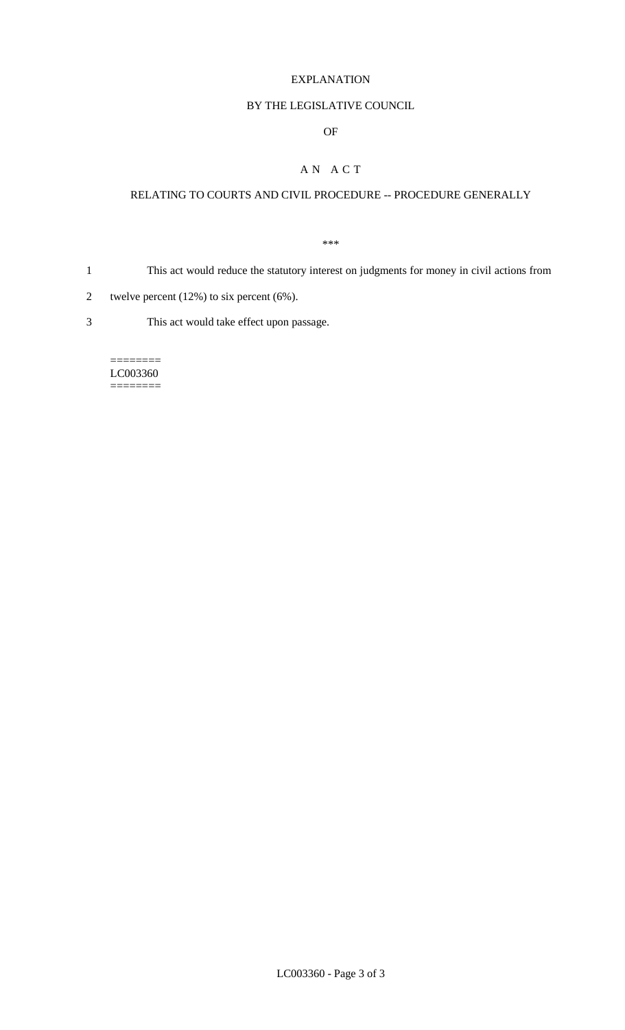EXPLANATION

BY THE LEGISLATIVE COUNCIL

OF

A N A C T

RELATING TO COURTS AND CIVIL PROCEDURE -- PROCEDURE GENERALLY

\*\*\*

This act would reduce the statutory interest on judgments for money in civil actions from twelve percent (12%) to six percent (6%).

This act would take effect upon passage.

========
LC003360
========